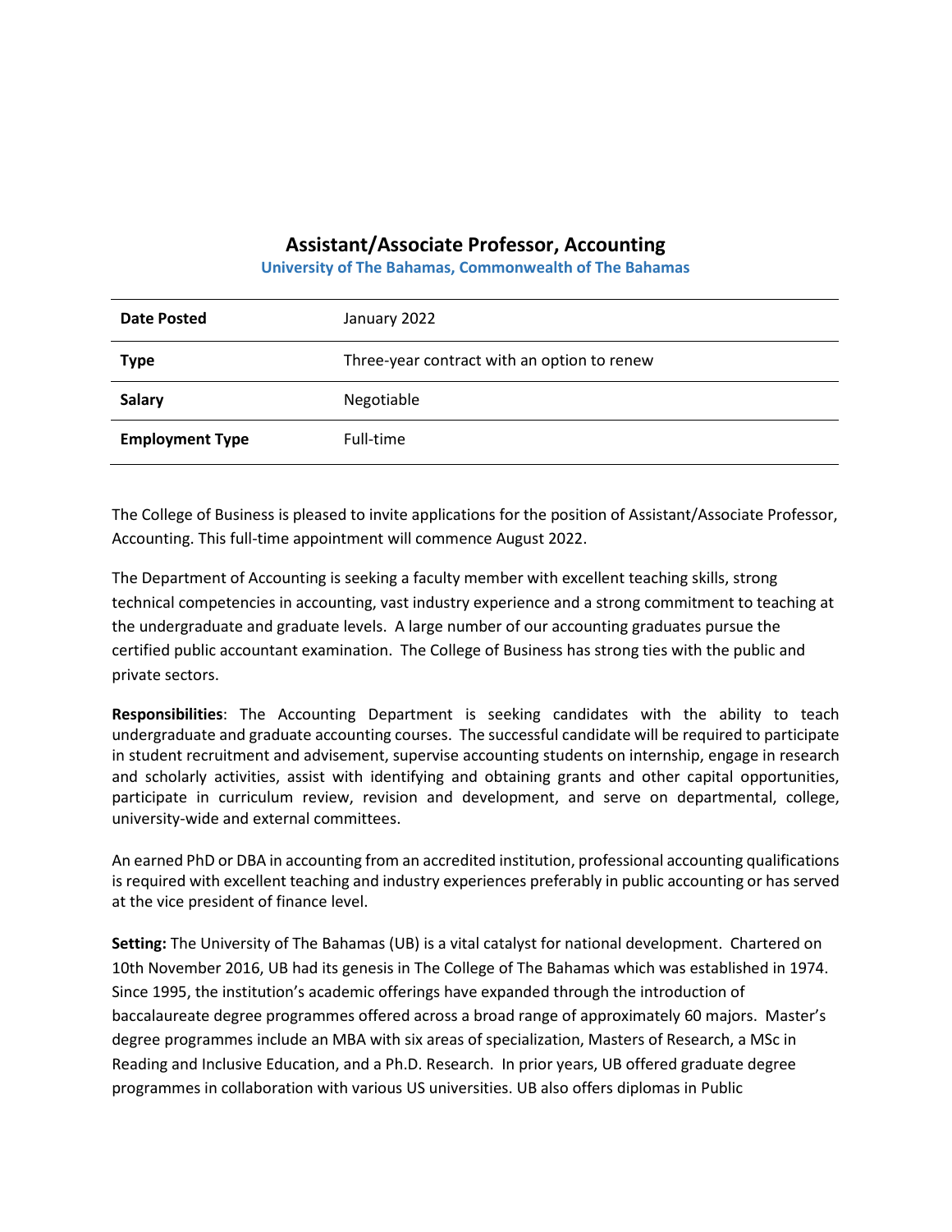# Assistant/Associate Professor, Accounting

**University of The Bahamas, Commonwealth of The Bahamas**

| | |
|---|---|
| **Date Posted** | January 2022 |
| **Type** | Three-year contract with an option to renew |
| **Salary** | Negotiable |
| **Employment Type** | Full-time |

The College of Business is pleased to invite applications for the position of Assistant/Associate Professor, Accounting. This full-time appointment will commence August 2022.

The Department of Accounting is seeking a faculty member with excellent teaching skills, strong technical competencies in accounting, vast industry experience and a strong commitment to teaching at the undergraduate and graduate levels. A large number of our accounting graduates pursue the certified public accountant examination. The College of Business has strong ties with the public and private sectors.

**Responsibilities**: The Accounting Department is seeking candidates with the ability to teach undergraduate and graduate accounting courses. The successful candidate will be required to participate in student recruitment and advisement, supervise accounting students on internship, engage in research and scholarly activities, assist with identifying and obtaining grants and other capital opportunities, participate in curriculum review, revision and development, and serve on departmental, college, university-wide and external committees.

An earned PhD or DBA in accounting from an accredited institution, professional accounting qualifications is required with excellent teaching and industry experiences preferably in public accounting or has served at the vice president of finance level.

**Setting:** The University of The Bahamas (UB) is a vital catalyst for national development. Chartered on 10th November 2016, UB had its genesis in The College of The Bahamas which was established in 1974. Since 1995, the institution's academic offerings have expanded through the introduction of baccalaureate degree programmes offered across a broad range of approximately 60 majors. Master's degree programmes include an MBA with six areas of specialization, Masters of Research, a MSc in Reading and Inclusive Education, and a Ph.D. Research. In prior years, UB offered graduate degree programmes in collaboration with various US universities. UB also offers diplomas in Public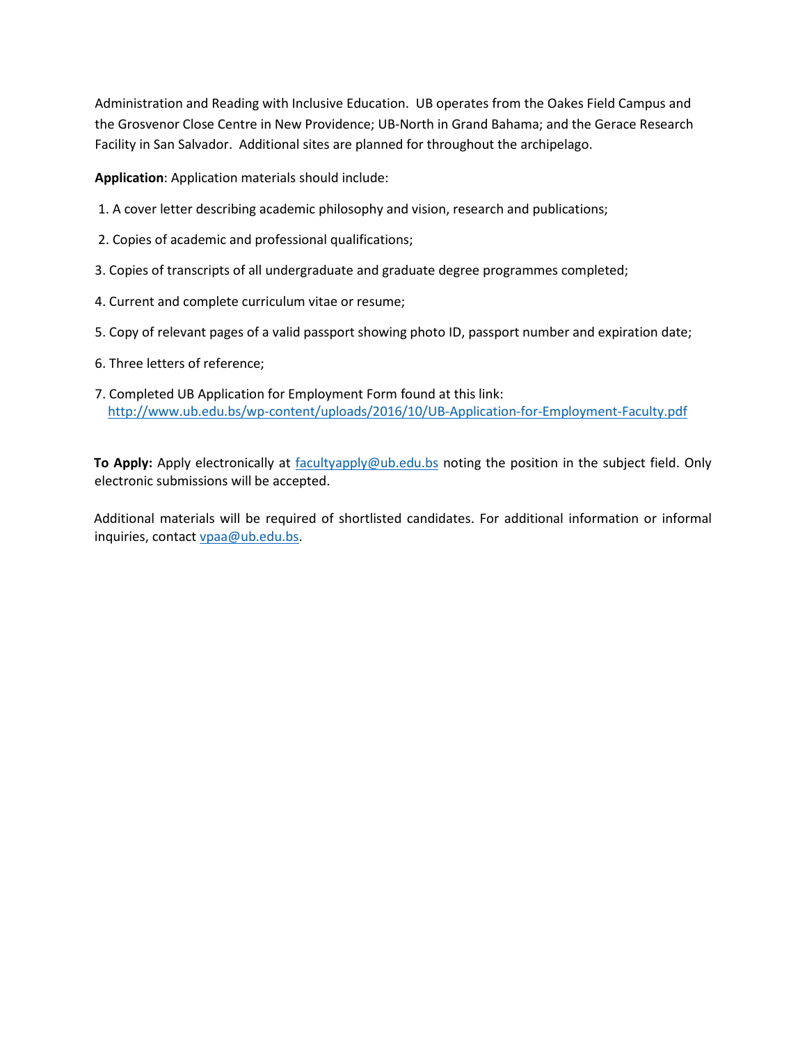Administration and Reading with Inclusive Education. UB operates from the Oakes Field Campus and the Grosvenor Close Centre in New Providence; UB-North in Grand Bahama; and the Gerace Research Facility in San Salvador. Additional sites are planned for throughout the archipelago.

**Application**: Application materials should include:

1. A cover letter describing academic philosophy and vision, research and publications;
2. Copies of academic and professional qualifications;
3. Copies of transcripts of all undergraduate and graduate degree programmes completed;
4. Current and complete curriculum vitae or resume;
5. Copy of relevant pages of a valid passport showing photo ID, passport number and expiration date;
6. Three letters of reference;
7. Completed UB Application for Employment Form found at this link: http://www.ub.edu.bs/wp-content/uploads/2016/10/UB-Application-for-Employment-Faculty.pdf

**To Apply:** Apply electronically at facultyapply@ub.edu.bs noting the position in the subject field. Only electronic submissions will be accepted.

Additional materials will be required of shortlisted candidates. For additional information or informal inquiries, contact vpaa@ub.edu.bs.